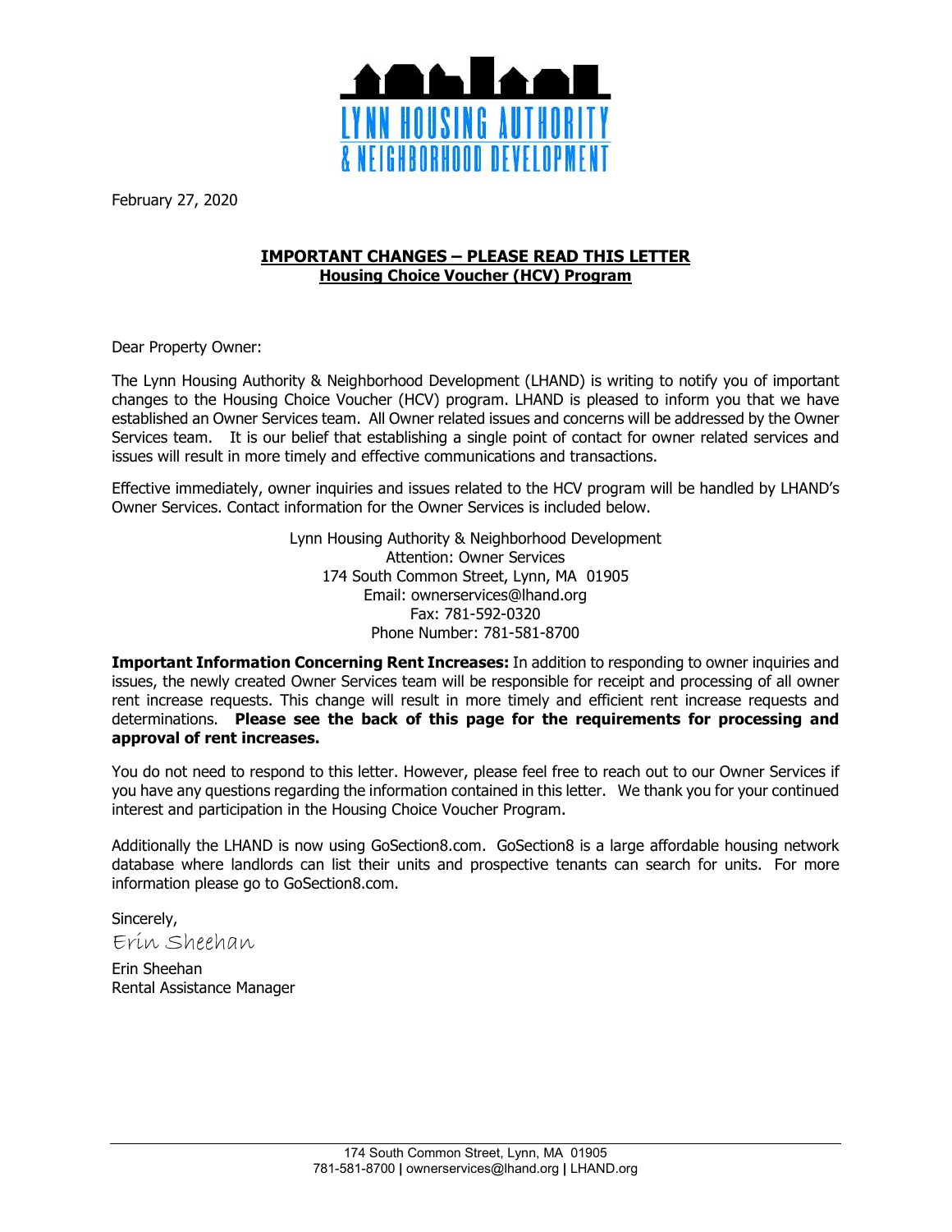LYNN HOUSING AUTHORITY & NEIGHBORHOOD DEVELOPMENT

February 27, 2020

## IMPORTANT CHANGES – PLEASE READ THIS LETTER
### Housing Choice Voucher (HCV) Program

Dear Property Owner:

The Lynn Housing Authority & Neighborhood Development (LHAND) is writing to notify you of important changes to the Housing Choice Voucher (HCV) program. LHAND is pleased to inform you that we have established an Owner Services team. All Owner related issues and concerns will be addressed by the Owner Services team. It is our belief that establishing a single point of contact for owner related services and issues will result in more timely and effective communications and transactions.

Effective immediately, owner inquiries and issues related to the HCV program will be handled by LHAND's Owner Services. Contact information for the Owner Services is included below.

Lynn Housing Authority & Neighborhood Development
Attention: Owner Services
174 South Common Street, Lynn, MA 01905
Email: ownerservices@lhand.org
Fax: 781-592-0320
Phone Number: 781-581-8700

**Important Information Concerning Rent Increases:** In addition to responding to owner inquiries and issues, the newly created Owner Services team will be responsible for receipt and processing of all owner rent increase requests. This change will result in more timely and efficient rent increase requests and determinations. **Please see the back of this page for the requirements for processing and approval of rent increases.**

You do not need to respond to this letter. However, please feel free to reach out to our Owner Services if you have any questions regarding the information contained in this letter. We thank you for your continued interest and participation in the Housing Choice Voucher Program.

Additionally the LHAND is now using GoSection8.com. GoSection8 is a large affordable housing network database where landlords can list their units and prospective tenants can search for units. For more information please go to GoSection8.com.

Sincerely,

*Erin Sheehan*

Erin Sheehan
Rental Assistance Manager

174 South Common Street, Lynn, MA 01905
781-581-8700 | ownerservices@lhand.org | LHAND.org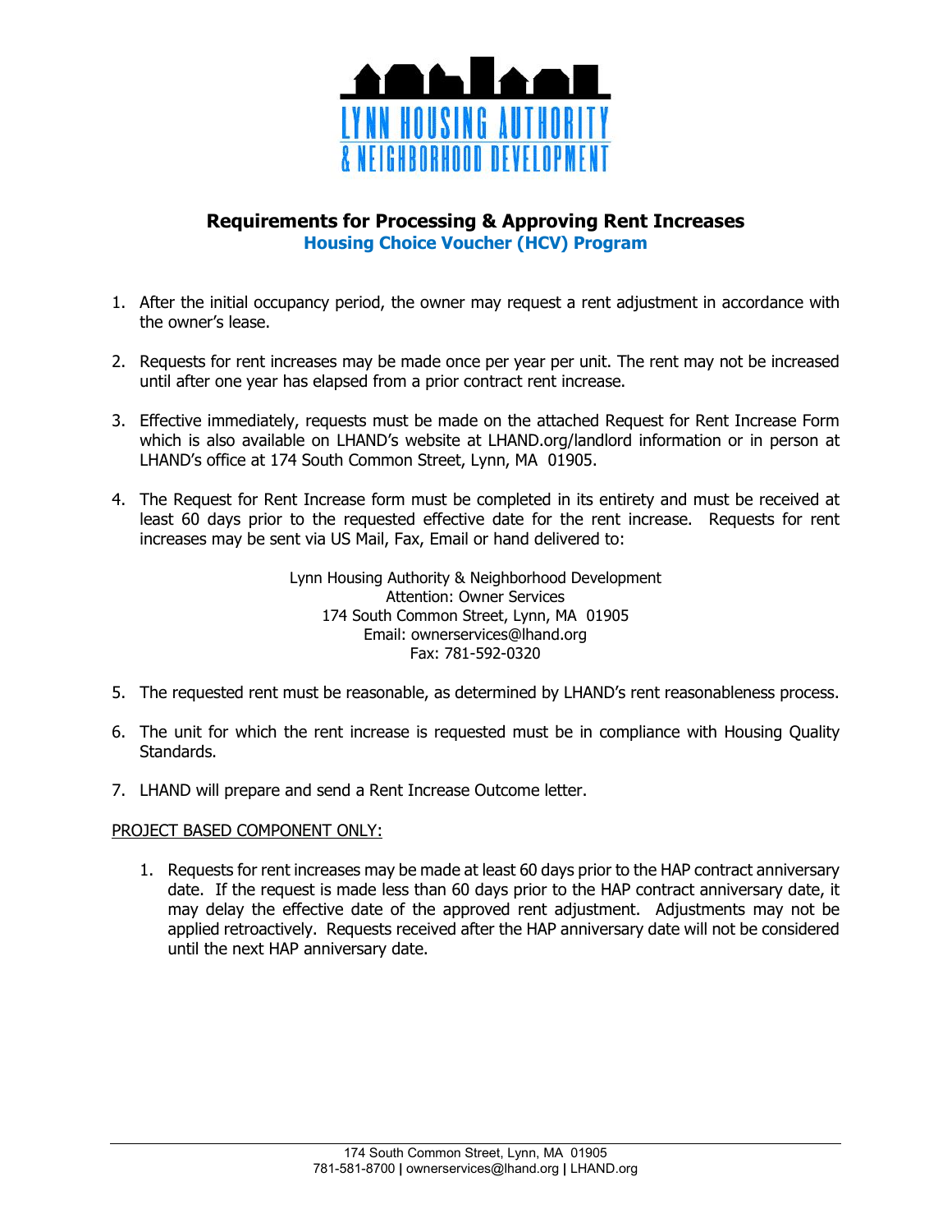LYNN HOUSING AUTHORITY
& NEIGHBORHOOD DEVELOPMENT

## Requirements for Processing & Approving Rent Increases

### Housing Choice Voucher (HCV) Program

1. After the initial occupancy period, the owner may request a rent adjustment in accordance with the owner's lease.

2. Requests for rent increases may be made once per year per unit. The rent may not be increased until after one year has elapsed from a prior contract rent increase.

3. Effective immediately, requests must be made on the attached Request for Rent Increase Form which is also available on LHAND's website at LHAND.org/landlord information or in person at LHAND's office at 174 South Common Street, Lynn, MA 01905.

4. The Request for Rent Increase form must be completed in its entirety and must be received at least 60 days prior to the requested effective date for the rent increase. Requests for rent increases may be sent via US Mail, Fax, Email or hand delivered to:

   Lynn Housing Authority & Neighborhood Development
   Attention: Owner Services
   174 South Common Street, Lynn, MA 01905
   Email: ownerservices@lhand.org
   Fax: 781-592-0320

5. The requested rent must be reasonable, as determined by LHAND's rent reasonableness process.

6. The unit for which the rent increase is requested must be in compliance with Housing Quality Standards.

7. LHAND will prepare and send a Rent Increase Outcome letter.

PROJECT BASED COMPONENT ONLY:

1. Requests for rent increases may be made at least 60 days prior to the HAP contract anniversary date. If the request is made less than 60 days prior to the HAP contract anniversary date, it may delay the effective date of the approved rent adjustment. Adjustments may not be applied retroactively. Requests received after the HAP anniversary date will not be considered until the next HAP anniversary date.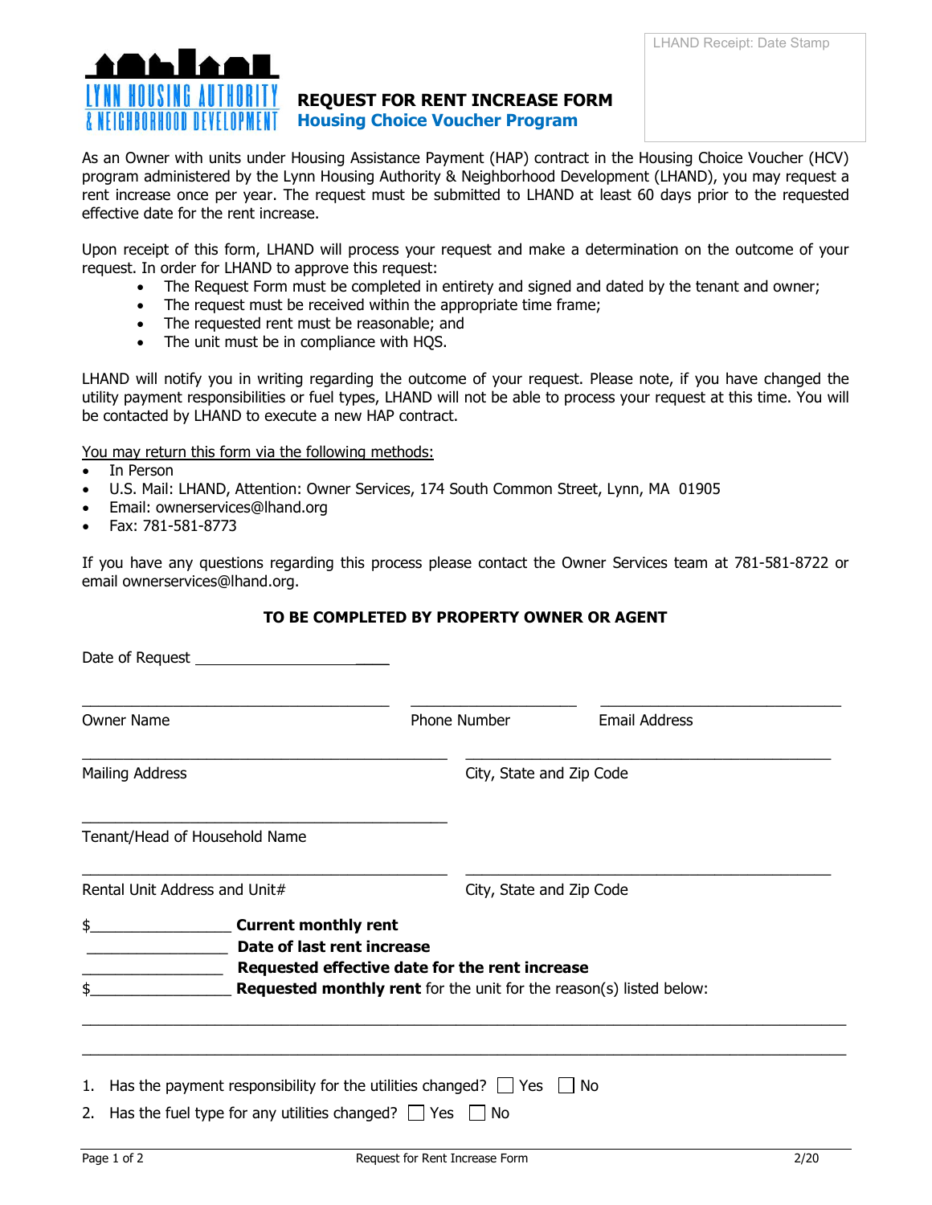LYNN HOUSING AUTHORITY & NEIGHBORHOOD DEVELOPMENT

LHAND Receipt: Date Stamp

# REQUEST FOR RENT INCREASE FORM

## Housing Choice Voucher Program

As an Owner with units under Housing Assistance Payment (HAP) contract in the Housing Choice Voucher (HCV) program administered by the Lynn Housing Authority & Neighborhood Development (LHAND), you may request a rent increase once per year. The request must be submitted to LHAND at least 60 days prior to the requested effective date for the rent increase.

Upon receipt of this form, LHAND will process your request and make a determination on the outcome of your request. In order for LHAND to approve this request:

- The Request Form must be completed in entirety and signed and dated by the tenant and owner;
- The request must be received within the appropriate time frame;
- The requested rent must be reasonable; and
- The unit must be in compliance with HQS.

LHAND will notify you in writing regarding the outcome of your request. Please note, if you have changed the utility payment responsibilities or fuel types, LHAND will not be able to process your request at this time. You will be contacted by LHAND to execute a new HAP contract.

You may return this form via the following methods:

- In Person
- U.S. Mail: LHAND, Attention: Owner Services, 174 South Common Street, Lynn, MA 01905
- Email: ownerservices@lhand.org
- Fax: 781-581-8773

If you have any questions regarding this process please contact the Owner Services team at 781-581-8722 or email ownerservices@lhand.org.

**TO BE COMPLETED BY PROPERTY OWNER OR AGENT**

Date of Request ________________________

______________________________ ________________ ______________________

Owner Name | Phone Number | Email Address

____________________________________ ____________________________________

Mailing Address | City, State and Zip Code

____________________________________

Tenant/Head of Household Name

____________________________________ ____________________________________

Rental Unit Address and Unit# | City, State and Zip Code

$______________ **Current monthly rent**

______________ **Date of last rent increase**

______________ **Requested effective date for the rent increase**

$______________ **Requested monthly rent** for the unit for the reason(s) listed below:

______________________________________________________________________________

______________________________________________________________________________

1. Has the payment responsibility for the utilities changed? ☐ Yes ☐ No
2. Has the fuel type for any utilities changed? ☐ Yes ☐ No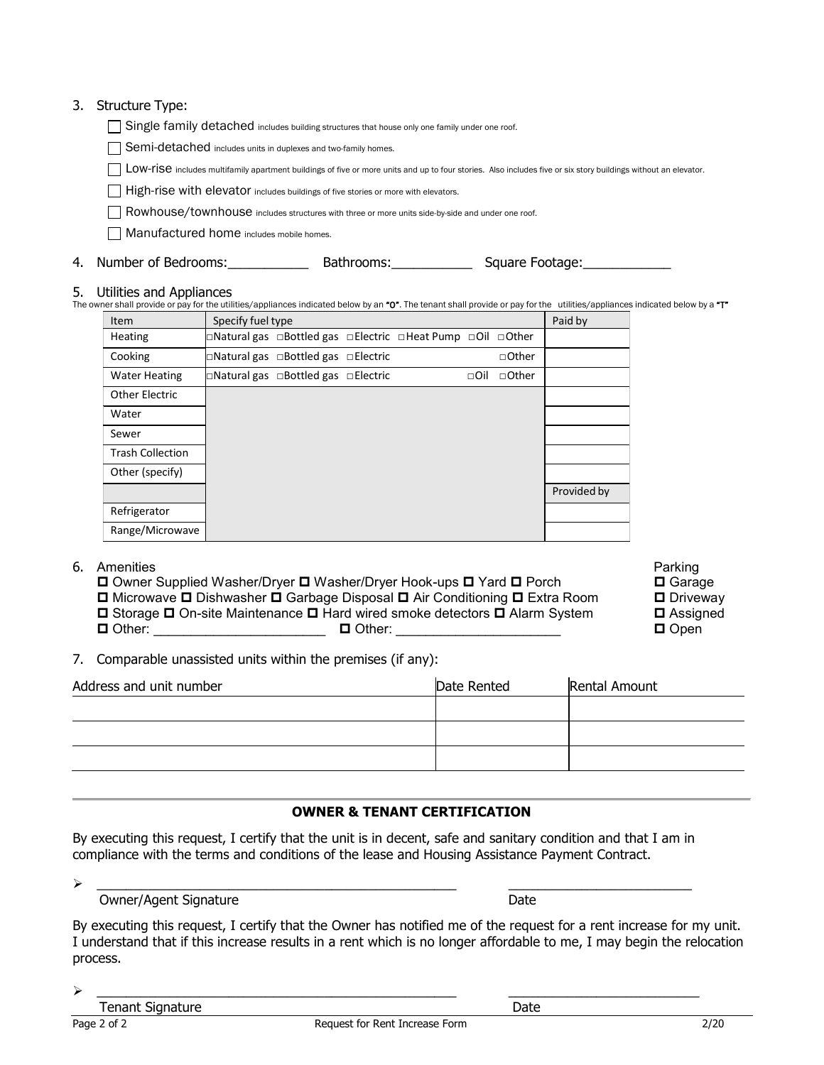3. Structure Type:

   ☐ Single family detached includes building structures that house only one family under one roof.

   ☐ Semi-detached includes units in duplexes and two-family homes.

   ☐ Low-rise includes multifamily apartment buildings of five or more units and up to four stories. Also includes five or six story buildings without an elevator.

   ☐ High-rise with elevator includes buildings of five stories or more with elevators.

   ☐ Rowhouse/townhouse includes structures with three or more units side-by-side and under one roof.

   ☐ Manufactured home includes mobile homes.

4. Number of Bedrooms:___________ Bathrooms:___________ Square Footage:____________

5. Utilities and Appliances

The owner shall provide or pay for the utilities/appliances indicated below by an "O". The tenant shall provide or pay for the utilities/appliances indicated below by a "T"

| Item | Specify fuel type | Paid by |
|---|---|---|
| Heating | □Natural gas □Bottled gas □Electric □Heat Pump □Oil □Other | |
| Cooking | □Natural gas □Bottled gas □Electric □Other | |
| Water Heating | □Natural gas □Bottled gas □Electric □Oil □Other | |
| Other Electric | | |
| Water | | |
| Sewer | | |
| Trash Collection | | |
| Other (specify) | | |
| | | Provided by |
| Refrigerator | | |
| Range/Microwave | | |

6. Amenities

   ☐ Owner Supplied Washer/Dryer ☐ Washer/Dryer Hook-ups ☐ Yard ☐ Porch
   ☐ Microwave ☐ Dishwasher ☐ Garbage Disposal ☐ Air Conditioning ☐ Extra Room
   ☐ Storage ☐ On-site Maintenance ☐ Hard wired smoke detectors ☐ Alarm System
   ☐ Other: ________________________ ☐ Other: ______________________

   Parking
   ☐ Garage
   ☐ Driveway
   ☐ Assigned
   ☐ Open

7. Comparable unassisted units within the premises (if any):

| Address and unit number | Date Rented | Rental Amount |
|---|---|---|
| | | |
| | | |
| | | |

**OWNER & TENANT CERTIFICATION**

By executing this request, I certify that the unit is in decent, safe and sanitary condition and that I am in compliance with the terms and conditions of the lease and Housing Assistance Payment Contract.

➢ ____________________________________________________ __________________________

Owner/Agent Signature Date

By executing this request, I certify that the Owner has notified me of the request for a rent increase for my unit. I understand that if this increase results in a rent which is no longer affordable to me, I may begin the relocation process.

➢ ____________________________________________________ __________________________

Tenant Signature Date